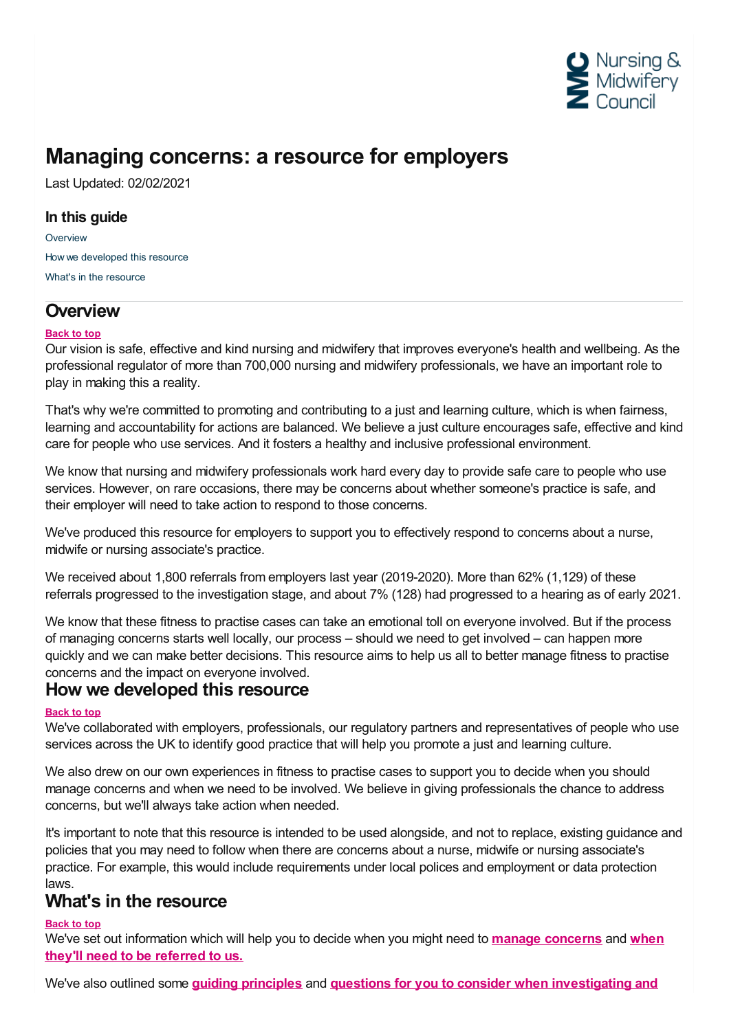# Managing concerns: a resource for employers

Last Updated: 02/02/2021

## In this guide

Overview

How we developed this resource

What's in the resource

## Overview

**Back to top**

Our vision is safe, effective and kind nursing and midwifery that improves everyone's health and wellbeing. As the professional regulator of more than 700,000 nursing and midwifery professionals, we have an important role to play in making this a reality.

That's why we're committed to promoting and contributing to a just and learning culture, which is when fairness, learning and accountability for actions are balanced. We believe a just culture encourages safe, effective and kind care for people who use services. And it fosters a healthy and inclusive professional environment.

We know that nursing and midwifery professionals work hard every day to provide safe care to people who use services. However, on rare occasions, there may be concerns about whether someone's practice is safe, and their employer will need to take action to respond to those concerns.

We've produced this resource for employers to support you to effectively respond to concerns about a nurse, midwife or nursing associate's practice.

We received about 1,800 referrals from employers last year (2019-2020). More than 62% (1,129) of these referrals progressed to the investigation stage, and about 7% (128) had progressed to a hearing as of early 2021.

We know that these fitness to practise cases can take an emotional toll on everyone involved. But if the process of managing concerns starts well locally, our process – should we need to get involved – can happen more quickly and we can make better decisions. This resource aims to help us all to better manage fitness to practise concerns and the impact on everyone involved.

## How we developed this resource

**Back to top**

We've collaborated with employers, professionals, our regulatory partners and representatives of people who use services across the UK to identify good practice that will help you promote a just and learning culture.

We also drew on our own experiences in fitness to practise cases to support you to decide when you should manage concerns and when we need to be involved. We believe in giving professionals the chance to address concerns, but we'll always take action when needed.

It's important to note that this resource is intended to be used alongside, and not to replace, existing guidance and policies that you may need to follow when there are concerns about a nurse, midwife or nursing associate's practice. For example, this would include requirements under local polices and employment or data protection laws.

## What's in the resource

**Back to top**

We've set out information which will help you to decide when you might need to **manage concerns** and **when they'll need to be referred to us.**

We've also outlined some **guiding principles** and **questions for you to consider when investigating and**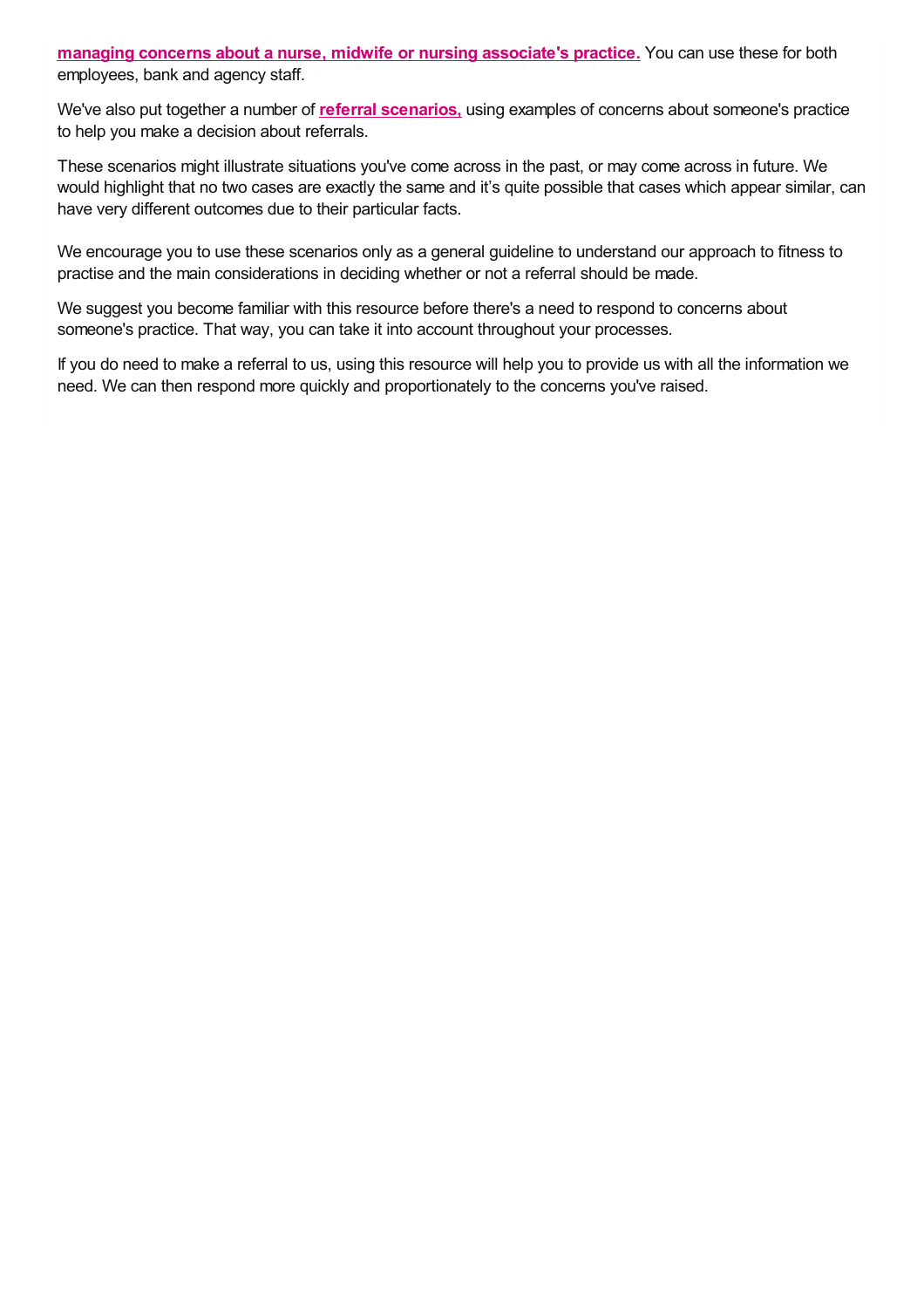**managing concerns about a nurse, midwife or nursing associate's practice.** You can use these for both employees, bank and agency staff.

We've also put together a number of **referral scenarios,** using examples of concerns about someone's practice to help you make a decision about referrals.

These scenarios might illustrate situations you've come across in the past, or may come across in future. We would highlight that no two cases are exactly the same and it’s quite possible that cases which appear similar, can have very different outcomes due to their particular facts.

We encourage you to use these scenarios only as a general guideline to understand our approach to fitness to practise and the main considerations in deciding whether or not a referral should be made.

We suggest you become familiar with this resource before there's a need to respond to concerns about someone's practice. That way, you can take it into account throughout your processes.

If you do need to make a referral to us, using this resource will help you to provide us with all the information we need. We can then respond more quickly and proportionately to the concerns you've raised.